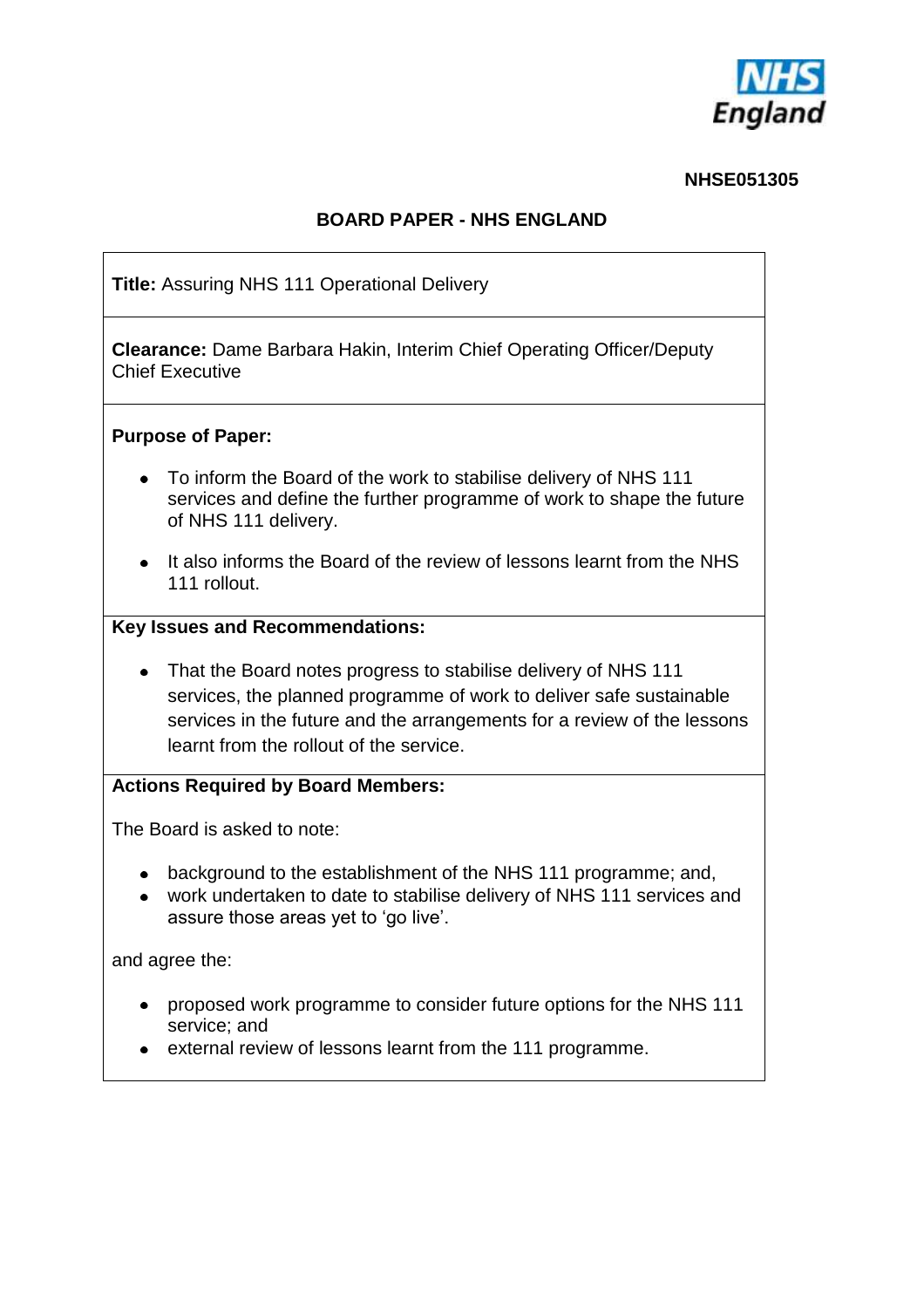**NHSE051305**

# BOARD PAPER - NHS ENGLAND

**Title:** Assuring NHS 111 Operational Delivery

**Clearance:** Dame Barbara Hakin, Interim Chief Operating Officer/Deputy Chief Executive

**Purpose of Paper:**

- To inform the Board of the work to stabilise delivery of NHS 111 services and define the further programme of work to shape the future of NHS 111 delivery.
- It also informs the Board of the review of lessons learnt from the NHS 111 rollout.

**Key Issues and Recommendations:**

- That the Board notes progress to stabilise delivery of NHS 111 services, the planned programme of work to deliver safe sustainable services in the future and the arrangements for a review of the lessons learnt from the rollout of the service.

**Actions Required by Board Members:**

The Board is asked to note:

- background to the establishment of the NHS 111 programme; and,
- work undertaken to date to stabilise delivery of NHS 111 services and assure those areas yet to 'go live'.

and agree the:

- proposed work programme to consider future options for the NHS 111 service; and
- external review of lessons learnt from the 111 programme.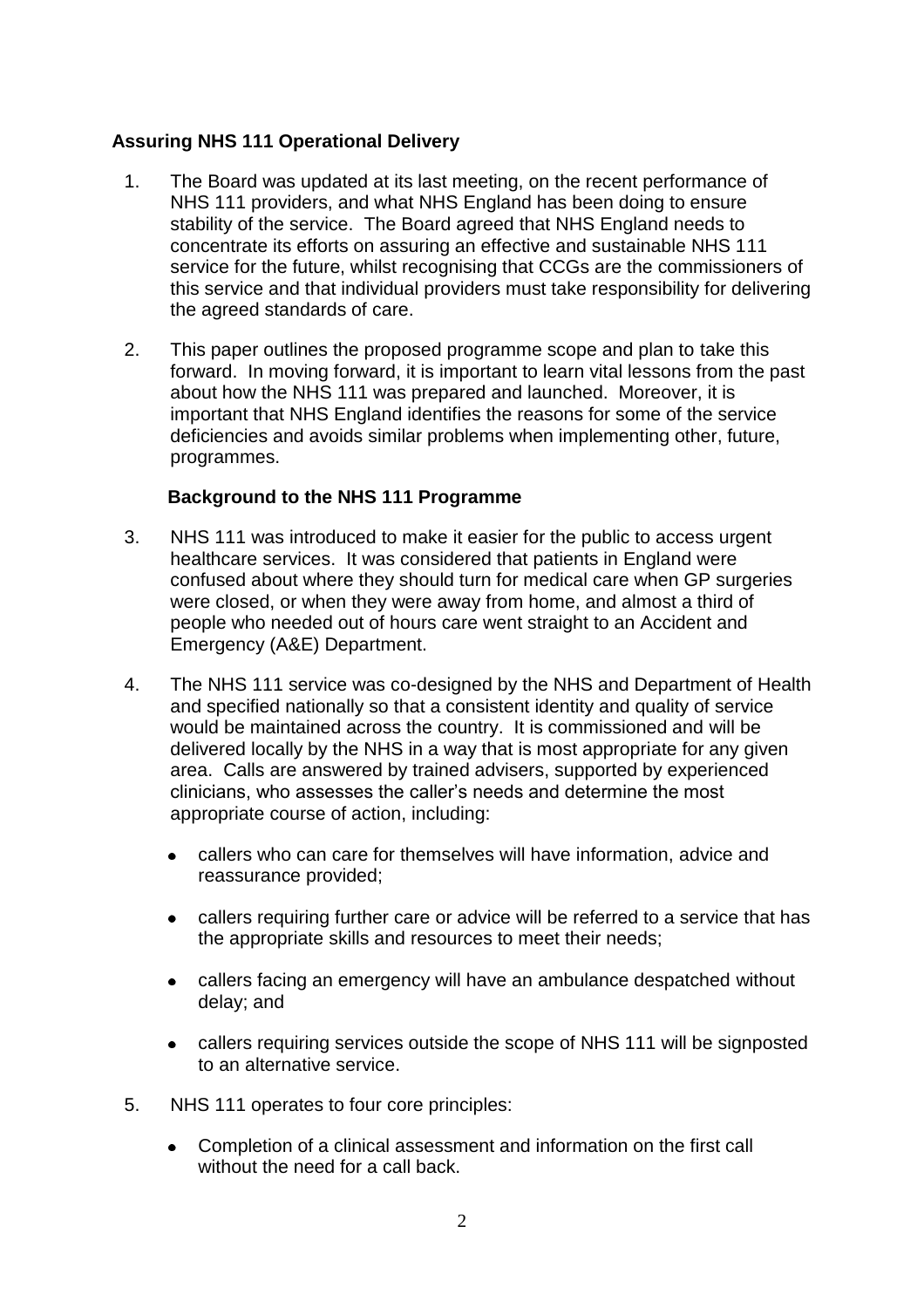## Assuring NHS 111 Operational Delivery

1. The Board was updated at its last meeting, on the recent performance of NHS 111 providers, and what NHS England has been doing to ensure stability of the service. The Board agreed that NHS England needs to concentrate its efforts on assuring an effective and sustainable NHS 111 service for the future, whilst recognising that CCGs are the commissioners of this service and that individual providers must take responsibility for delivering the agreed standards of care.

2. This paper outlines the proposed programme scope and plan to take this forward. In moving forward, it is important to learn vital lessons from the past about how the NHS 111 was prepared and launched. Moreover, it is important that NHS England identifies the reasons for some of the service deficiencies and avoids similar problems when implementing other, future, programmes.

### Background to the NHS 111 Programme

3. NHS 111 was introduced to make it easier for the public to access urgent healthcare services. It was considered that patients in England were confused about where they should turn for medical care when GP surgeries were closed, or when they were away from home, and almost a third of people who needed out of hours care went straight to an Accident and Emergency (A&E) Department.

4. The NHS 111 service was co-designed by the NHS and Department of Health and specified nationally so that a consistent identity and quality of service would be maintained across the country. It is commissioned and will be delivered locally by the NHS in a way that is most appropriate for any given area. Calls are answered by trained advisers, supported by experienced clinicians, who assesses the caller's needs and determine the most appropriate course of action, including:

   - callers who can care for themselves will have information, advice and reassurance provided;
   - callers requiring further care or advice will be referred to a service that has the appropriate skills and resources to meet their needs;
   - callers facing an emergency will have an ambulance despatched without delay; and
   - callers requiring services outside the scope of NHS 111 will be signposted to an alternative service.

5. NHS 111 operates to four core principles:

   - Completion of a clinical assessment and information on the first call without the need for a call back.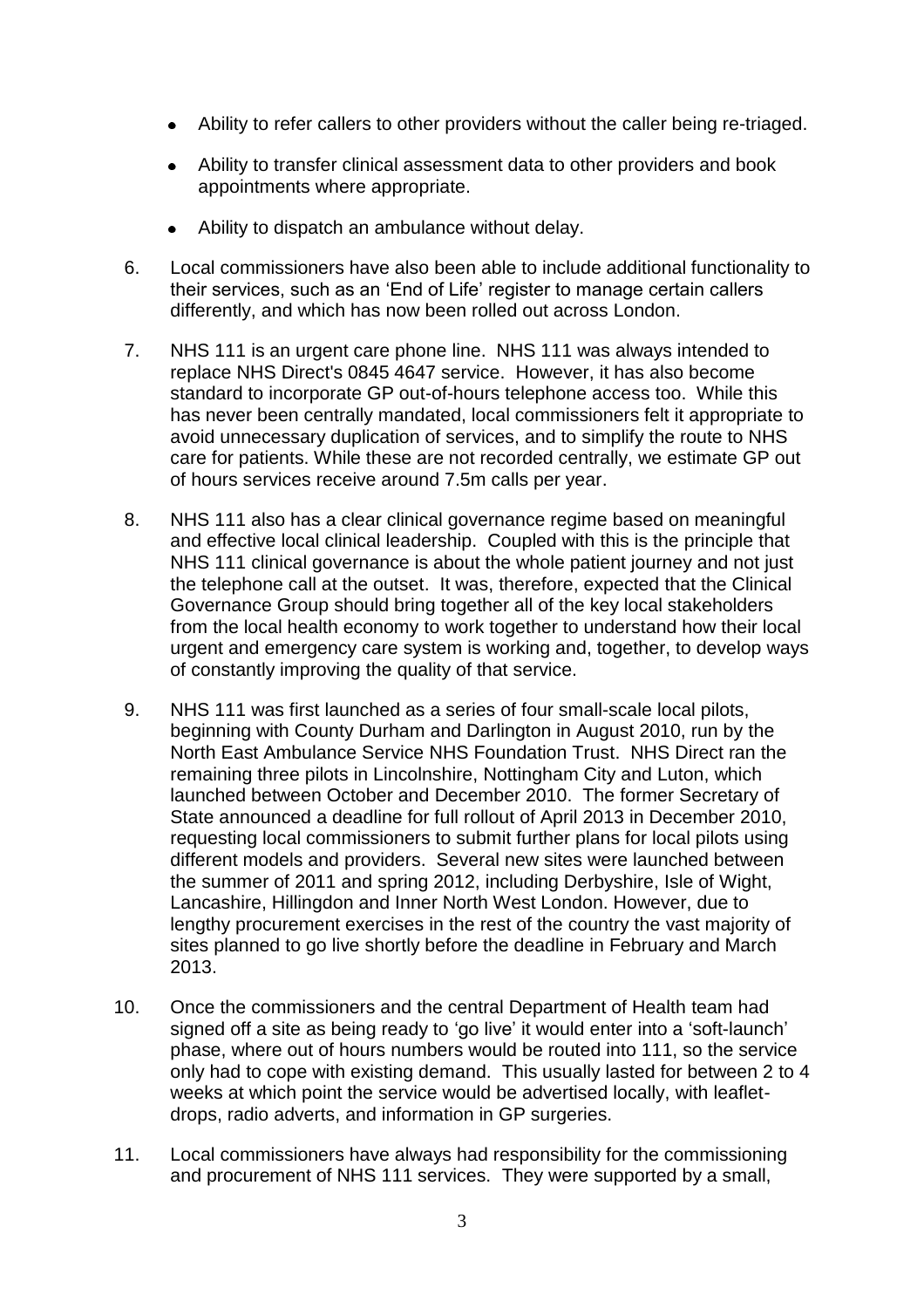- Ability to refer callers to other providers without the caller being re-triaged.
- Ability to transfer clinical assessment data to other providers and book appointments where appropriate.
- Ability to dispatch an ambulance without delay.

6. Local commissioners have also been able to include additional functionality to their services, such as an 'End of Life' register to manage certain callers differently, and which has now been rolled out across London.

7. NHS 111 is an urgent care phone line. NHS 111 was always intended to replace NHS Direct's 0845 4647 service. However, it has also become standard to incorporate GP out-of-hours telephone access too. While this has never been centrally mandated, local commissioners felt it appropriate to avoid unnecessary duplication of services, and to simplify the route to NHS care for patients. While these are not recorded centrally, we estimate GP out of hours services receive around 7.5m calls per year.

8. NHS 111 also has a clear clinical governance regime based on meaningful and effective local clinical leadership. Coupled with this is the principle that NHS 111 clinical governance is about the whole patient journey and not just the telephone call at the outset. It was, therefore, expected that the Clinical Governance Group should bring together all of the key local stakeholders from the local health economy to work together to understand how their local urgent and emergency care system is working and, together, to develop ways of constantly improving the quality of that service.

9. NHS 111 was first launched as a series of four small-scale local pilots, beginning with County Durham and Darlington in August 2010, run by the North East Ambulance Service NHS Foundation Trust. NHS Direct ran the remaining three pilots in Lincolnshire, Nottingham City and Luton, which launched between October and December 2010. The former Secretary of State announced a deadline for full rollout of April 2013 in December 2010, requesting local commissioners to submit further plans for local pilots using different models and providers. Several new sites were launched between the summer of 2011 and spring 2012, including Derbyshire, Isle of Wight, Lancashire, Hillingdon and Inner North West London. However, due to lengthy procurement exercises in the rest of the country the vast majority of sites planned to go live shortly before the deadline in February and March 2013.

10. Once the commissioners and the central Department of Health team had signed off a site as being ready to 'go live' it would enter into a 'soft-launch' phase, where out of hours numbers would be routed into 111, so the service only had to cope with existing demand. This usually lasted for between 2 to 4 weeks at which point the service would be advertised locally, with leaflet-drops, radio adverts, and information in GP surgeries.

11. Local commissioners have always had responsibility for the commissioning and procurement of NHS 111 services. They were supported by a small,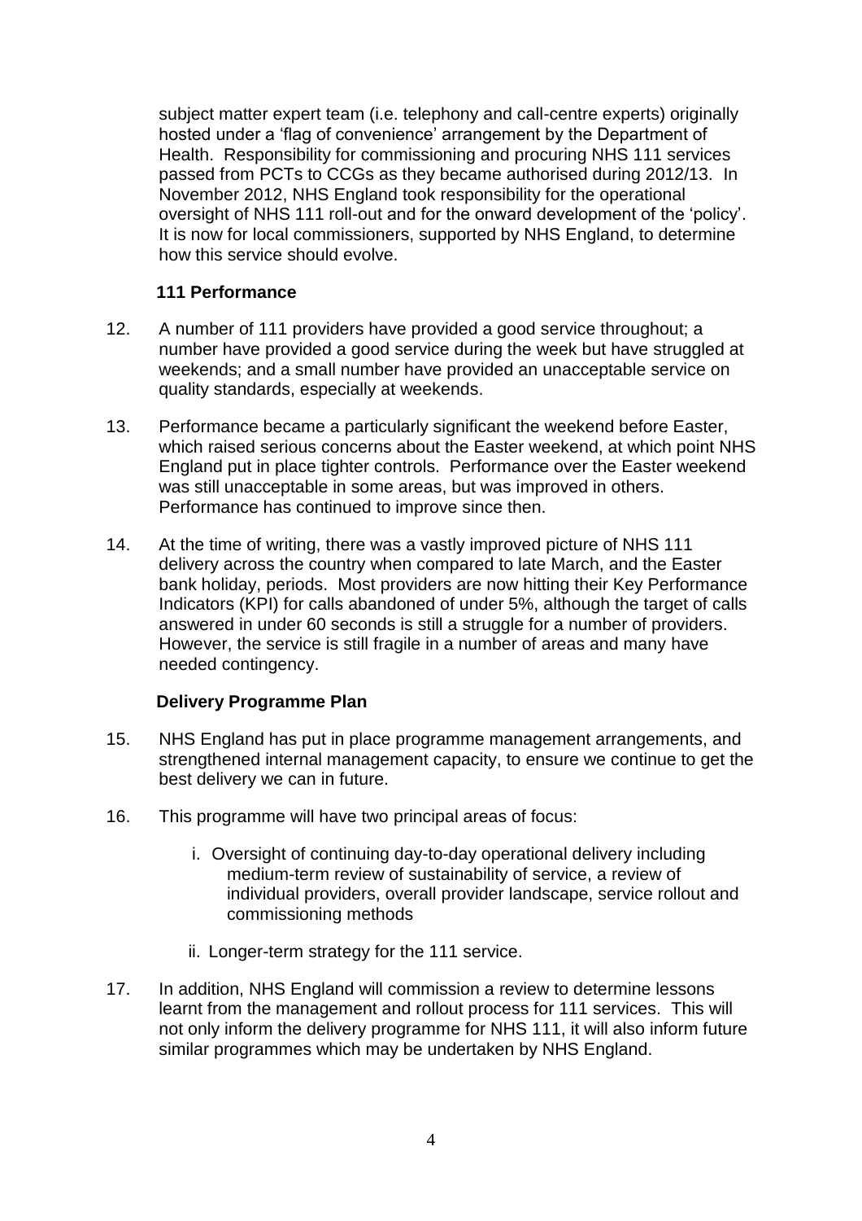subject matter expert team (i.e. telephony and call-centre experts) originally hosted under a 'flag of convenience' arrangement by the Department of Health. Responsibility for commissioning and procuring NHS 111 services passed from PCTs to CCGs as they became authorised during 2012/13. In November 2012, NHS England took responsibility for the operational oversight of NHS 111 roll-out and for the onward development of the 'policy'. It is now for local commissioners, supported by NHS England, to determine how this service should evolve.

**111 Performance**

12. A number of 111 providers have provided a good service throughout; a number have provided a good service during the week but have struggled at weekends; and a small number have provided an unacceptable service on quality standards, especially at weekends.

13. Performance became a particularly significant the weekend before Easter, which raised serious concerns about the Easter weekend, at which point NHS England put in place tighter controls. Performance over the Easter weekend was still unacceptable in some areas, but was improved in others. Performance has continued to improve since then.

14. At the time of writing, there was a vastly improved picture of NHS 111 delivery across the country when compared to late March, and the Easter bank holiday, periods. Most providers are now hitting their Key Performance Indicators (KPI) for calls abandoned of under 5%, although the target of calls answered in under 60 seconds is still a struggle for a number of providers. However, the service is still fragile in a number of areas and many have needed contingency.

**Delivery Programme Plan**

15. NHS England has put in place programme management arrangements, and strengthened internal management capacity, to ensure we continue to get the best delivery we can in future.

16. This programme will have two principal areas of focus:

    i. Oversight of continuing day-to-day operational delivery including medium-term review of sustainability of service, a review of individual providers, overall provider landscape, service rollout and commissioning methods

    ii. Longer-term strategy for the 111 service.

17. In addition, NHS England will commission a review to determine lessons learnt from the management and rollout process for 111 services. This will not only inform the delivery programme for NHS 111, it will also inform future similar programmes which may be undertaken by NHS England.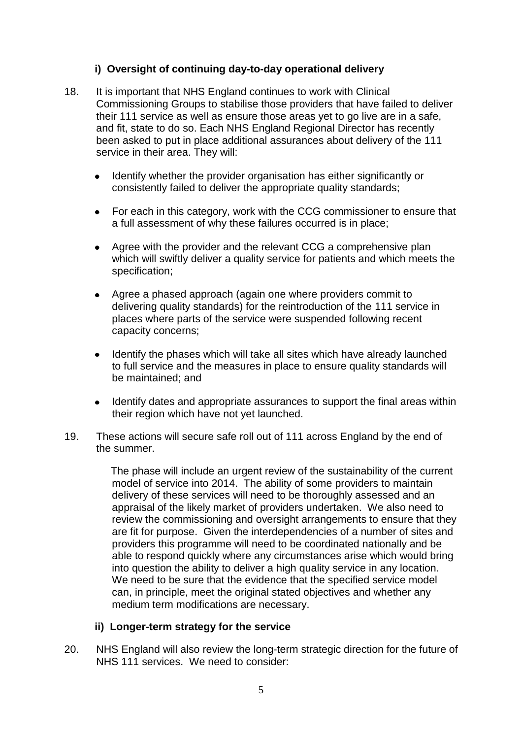### i) Oversight of continuing day-to-day operational delivery

18. It is important that NHS England continues to work with Clinical Commissioning Groups to stabilise those providers that have failed to deliver their 111 service as well as ensure those areas yet to go live are in a safe, and fit, state to do so. Each NHS England Regional Director has recently been asked to put in place additional assurances about delivery of the 111 service in their area. They will:

    - Identify whether the provider organisation has either significantly or consistently failed to deliver the appropriate quality standards;

    - For each in this category, work with the CCG commissioner to ensure that a full assessment of why these failures occurred is in place;

    - Agree with the provider and the relevant CCG a comprehensive plan which will swiftly deliver a quality service for patients and which meets the specification;

    - Agree a phased approach (again one where providers commit to delivering quality standards) for the reintroduction of the 111 service in places where parts of the service were suspended following recent capacity concerns;

    - Identify the phases which will take all sites which have already launched to full service and the measures in place to ensure quality standards will be maintained; and

    - Identify dates and appropriate assurances to support the final areas within their region which have not yet launched.

19. These actions will secure safe roll out of 111 across England by the end of the summer.

    The phase will include an urgent review of the sustainability of the current model of service into 2014. The ability of some providers to maintain delivery of these services will need to be thoroughly assessed and an appraisal of the likely market of providers undertaken. We also need to review the commissioning and oversight arrangements to ensure that they are fit for purpose. Given the interdependencies of a number of sites and providers this programme will need to be coordinated nationally and be able to respond quickly where any circumstances arise which would bring into question the ability to deliver a high quality service in any location. We need to be sure that the evidence that the specified service model can, in principle, meet the original stated objectives and whether any medium term modifications are necessary.

### ii) Longer-term strategy for the service

20. NHS England will also review the long-term strategic direction for the future of NHS 111 services. We need to consider: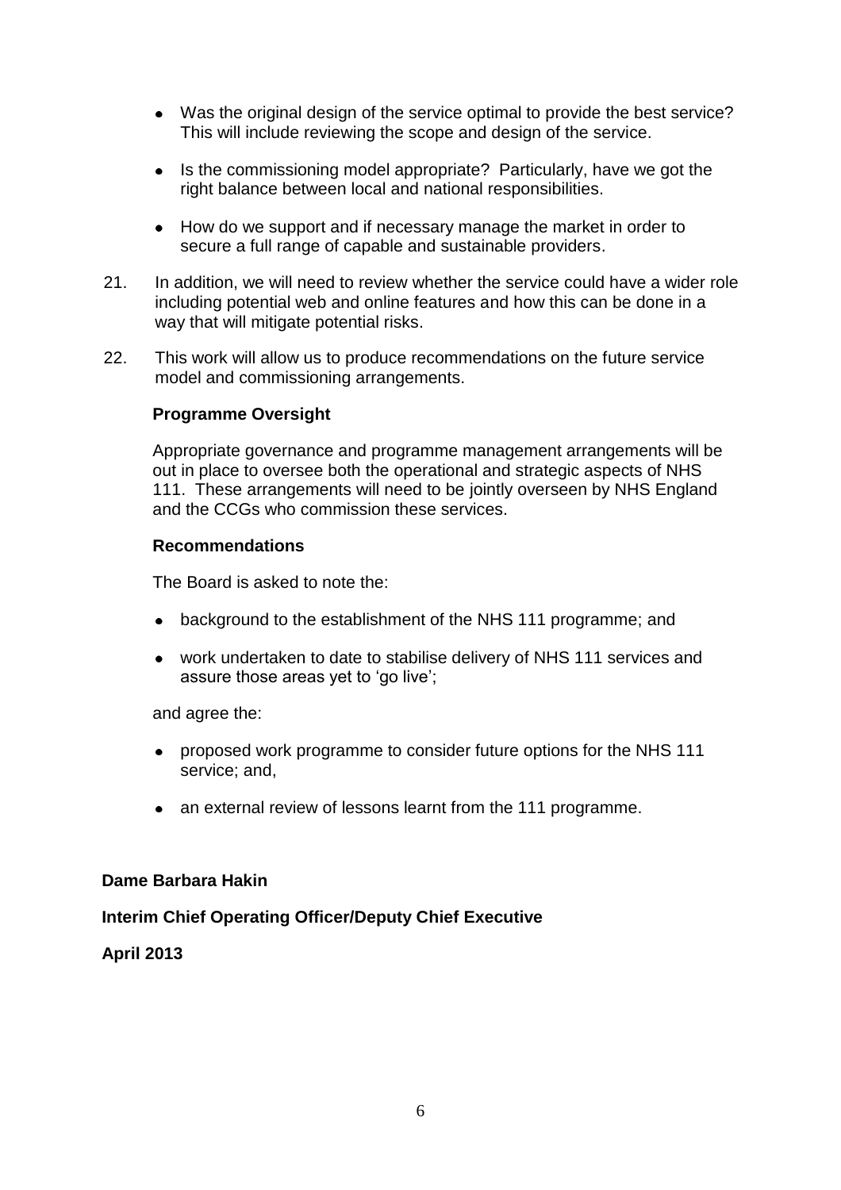- Was the original design of the service optimal to provide the best service? This will include reviewing the scope and design of the service.

- Is the commissioning model appropriate? Particularly, have we got the right balance between local and national responsibilities.

- How do we support and if necessary manage the market in order to secure a full range of capable and sustainable providers.

21. In addition, we will need to review whether the service could have a wider role including potential web and online features and how this can be done in a way that will mitigate potential risks.

22. This work will allow us to produce recommendations on the future service model and commissioning arrangements.

**Programme Oversight**

Appropriate governance and programme management arrangements will be out in place to oversee both the operational and strategic aspects of NHS 111. These arrangements will need to be jointly overseen by NHS England and the CCGs who commission these services.

**Recommendations**

The Board is asked to note the:

- background to the establishment of the NHS 111 programme; and

- work undertaken to date to stabilise delivery of NHS 111 services and assure those areas yet to 'go live';

and agree the:

- proposed work programme to consider future options for the NHS 111 service; and,

- an external review of lessons learnt from the 111 programme.

**Dame Barbara Hakin**

**Interim Chief Operating Officer/Deputy Chief Executive**

**April 2013**